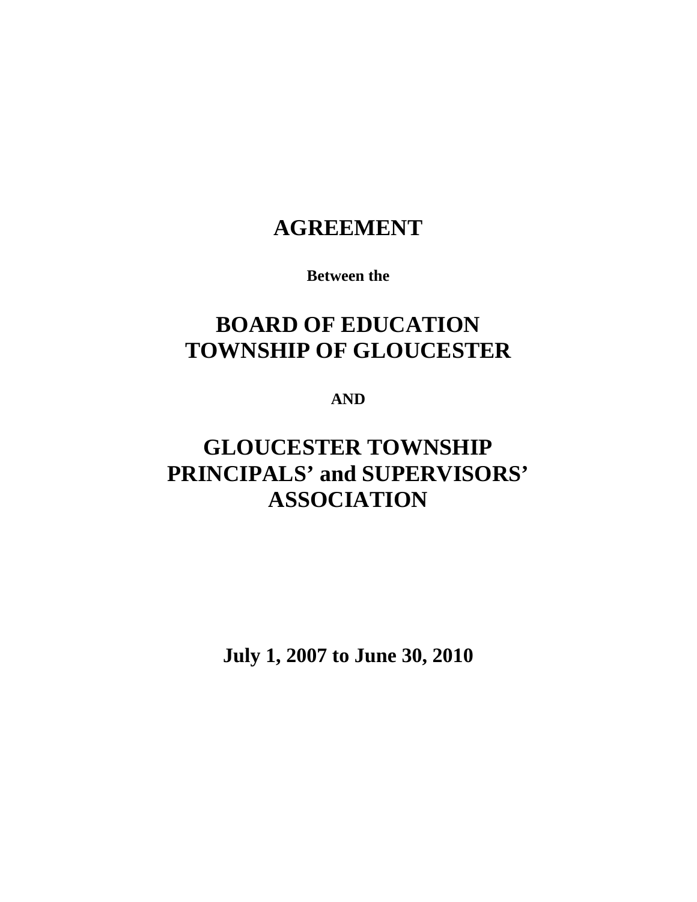# AGREEMENT

**Between the**

# BOARD OF EDUCATION
# TOWNSHIP OF GLOUCESTER

**AND**

# GLOUCESTER TOWNSHIP
# PRINCIPALS' and SUPERVISORS'
# ASSOCIATION

**July 1, 2007 to June 30, 2010**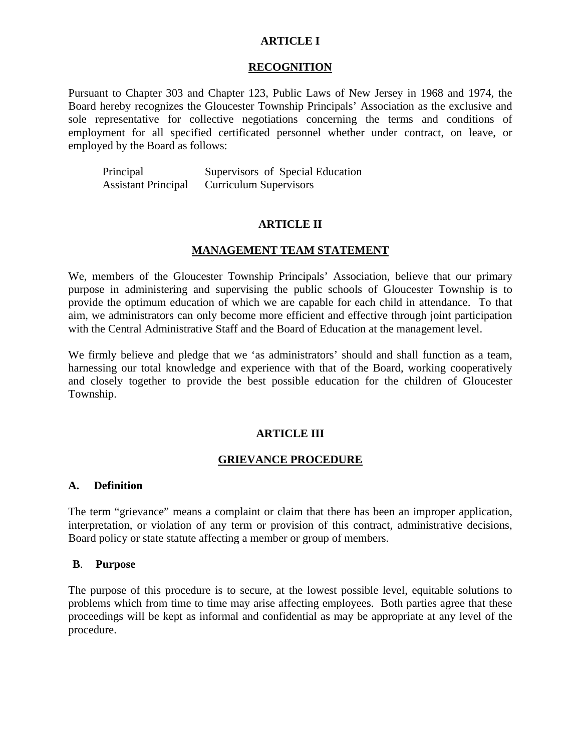# ARTICLE I

## RECOGNITION

Pursuant to Chapter 303 and Chapter 123, Public Laws of New Jersey in 1968 and 1974, the Board hereby recognizes the Gloucester Township Principals' Association as the exclusive and sole representative for collective negotiations concerning the terms and conditions of employment for all specified certificated personnel whether under contract, on leave, or employed by the Board as follows:

| | |
|---|---|
| Principal | Supervisors of Special Education |
| Assistant Principal | Curriculum Supervisors |

# ARTICLE II

## MANAGEMENT TEAM STATEMENT

We, members of the Gloucester Township Principals' Association, believe that our primary purpose in administering and supervising the public schools of Gloucester Township is to provide the optimum education of which we are capable for each child in attendance. To that aim, we administrators can only become more efficient and effective through joint participation with the Central Administrative Staff and the Board of Education at the management level.

We firmly believe and pledge that we 'as administrators' should and shall function as a team, harnessing our total knowledge and experience with that of the Board, working cooperatively and closely together to provide the best possible education for the children of Gloucester Township.

# ARTICLE III

## GRIEVANCE PROCEDURE

### A. Definition

The term "grievance" means a complaint or claim that there has been an improper application, interpretation, or violation of any term or provision of this contract, administrative decisions, Board policy or state statute affecting a member or group of members.

### B. Purpose

The purpose of this procedure is to secure, at the lowest possible level, equitable solutions to problems which from time to time may arise affecting employees. Both parties agree that these proceedings will be kept as informal and confidential as may be appropriate at any level of the procedure.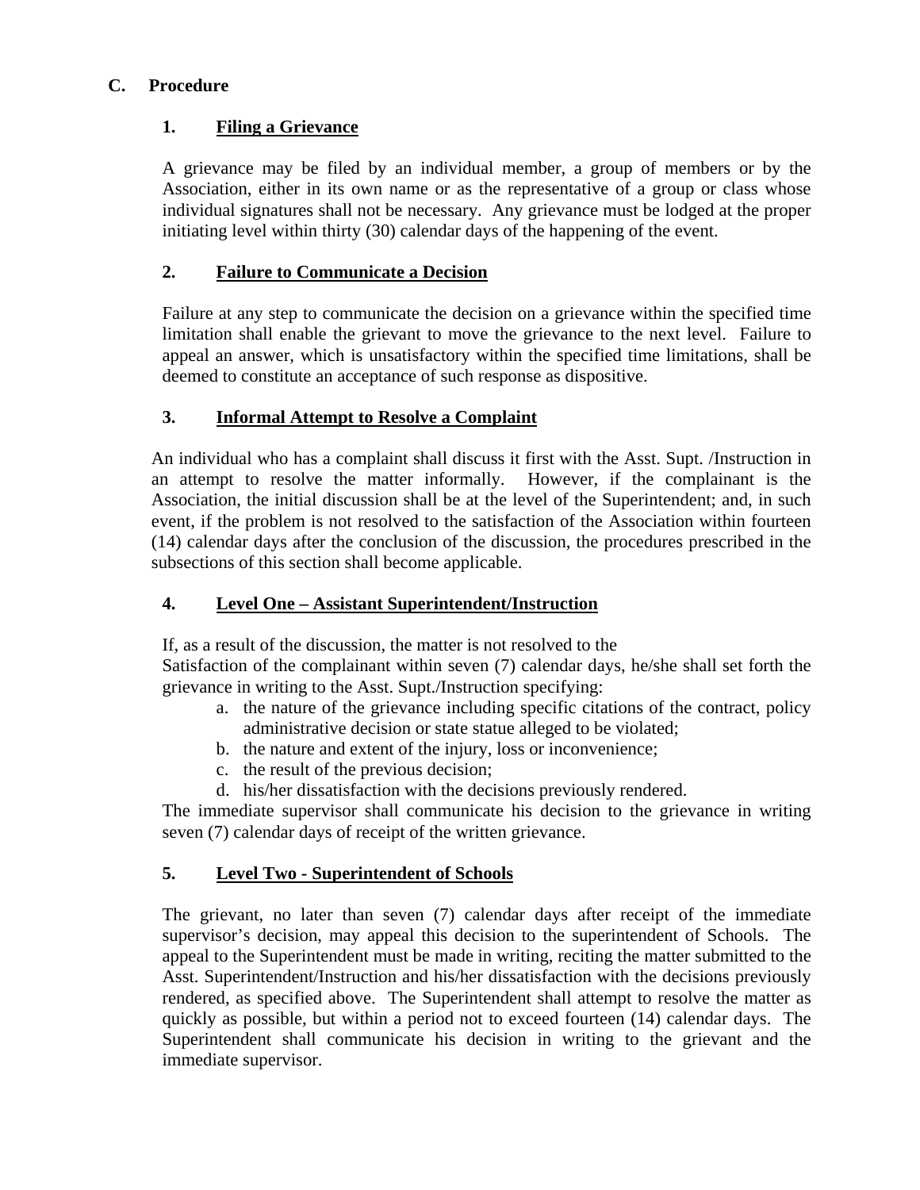## C. Procedure

### 1. Filing a Grievance

A grievance may be filed by an individual member, a group of members or by the Association, either in its own name or as the representative of a group or class whose individual signatures shall not be necessary. Any grievance must be lodged at the proper initiating level within thirty (30) calendar days of the happening of the event.

### 2. Failure to Communicate a Decision

Failure at any step to communicate the decision on a grievance within the specified time limitation shall enable the grievant to move the grievance to the next level. Failure to appeal an answer, which is unsatisfactory within the specified time limitations, shall be deemed to constitute an acceptance of such response as dispositive.

### 3. Informal Attempt to Resolve a Complaint

An individual who has a complaint shall discuss it first with the Asst. Supt. /Instruction in an attempt to resolve the matter informally. However, if the complainant is the Association, the initial discussion shall be at the level of the Superintendent; and, in such event, if the problem is not resolved to the satisfaction of the Association within fourteen (14) calendar days after the conclusion of the discussion, the procedures prescribed in the subsections of this section shall become applicable.

### 4. Level One – Assistant Superintendent/Instruction

If, as a result of the discussion, the matter is not resolved to the Satisfaction of the complainant within seven (7) calendar days, he/she shall set forth the grievance in writing to the Asst. Supt./Instruction specifying:

a. the nature of the grievance including specific citations of the contract, policy administrative decision or state statue alleged to be violated;
b. the nature and extent of the injury, loss or inconvenience;
c. the result of the previous decision;
d. his/her dissatisfaction with the decisions previously rendered.

The immediate supervisor shall communicate his decision to the grievance in writing seven (7) calendar days of receipt of the written grievance.

### 5. Level Two - Superintendent of Schools

The grievant, no later than seven (7) calendar days after receipt of the immediate supervisor's decision, may appeal this decision to the superintendent of Schools. The appeal to the Superintendent must be made in writing, reciting the matter submitted to the Asst. Superintendent/Instruction and his/her dissatisfaction with the decisions previously rendered, as specified above. The Superintendent shall attempt to resolve the matter as quickly as possible, but within a period not to exceed fourteen (14) calendar days. The Superintendent shall communicate his decision in writing to the grievant and the immediate supervisor.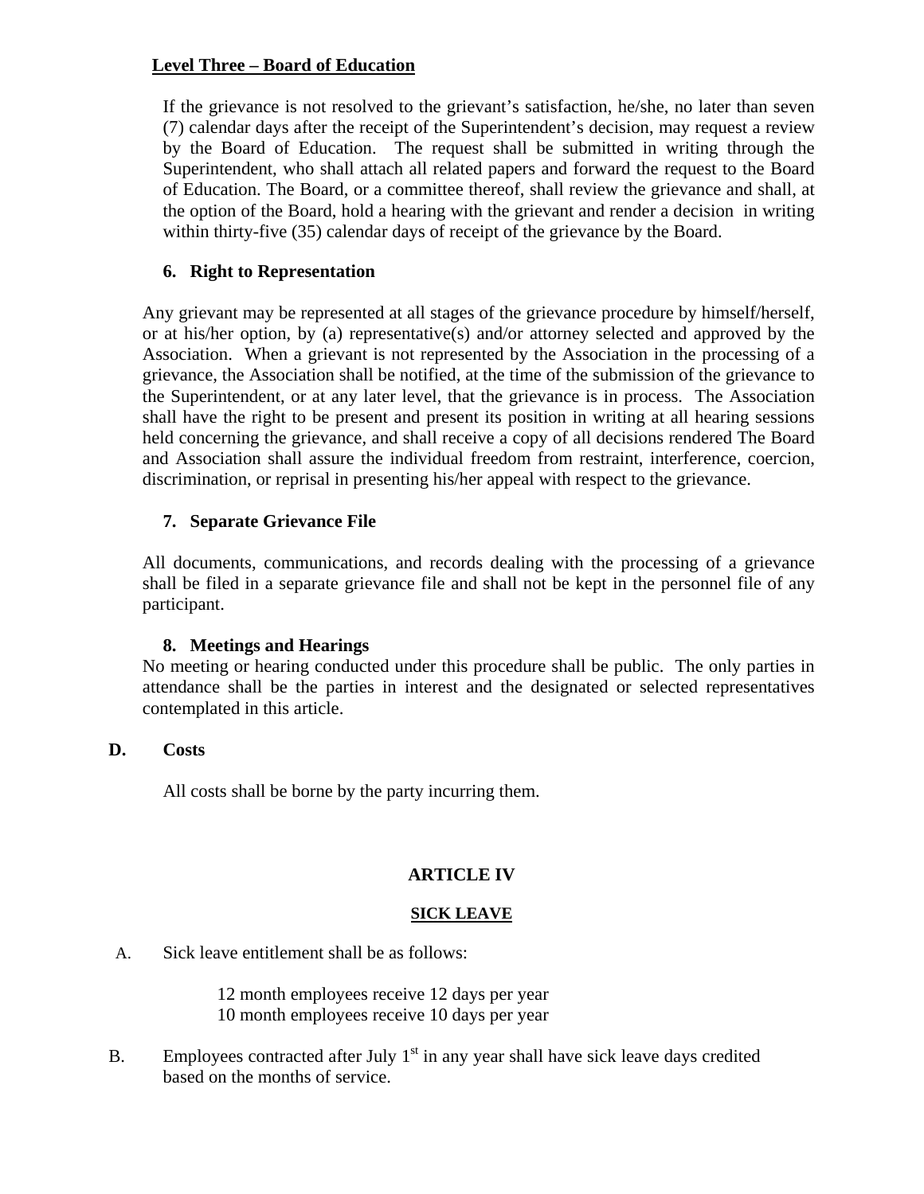**Level Three – Board of Education**

If the grievance is not resolved to the grievant's satisfaction, he/she, no later than seven (7) calendar days after the receipt of the Superintendent's decision, may request a review by the Board of Education. The request shall be submitted in writing through the Superintendent, who shall attach all related papers and forward the request to the Board of Education. The Board, or a committee thereof, shall review the grievance and shall, at the option of the Board, hold a hearing with the grievant and render a decision in writing within thirty-five (35) calendar days of receipt of the grievance by the Board.

**6. Right to Representation**

Any grievant may be represented at all stages of the grievance procedure by himself/herself, or at his/her option, by (a) representative(s) and/or attorney selected and approved by the Association. When a grievant is not represented by the Association in the processing of a grievance, the Association shall be notified, at the time of the submission of the grievance to the Superintendent, or at any later level, that the grievance is in process. The Association shall have the right to be present and present its position in writing at all hearing sessions held concerning the grievance, and shall receive a copy of all decisions rendered The Board and Association shall assure the individual freedom from restraint, interference, coercion, discrimination, or reprisal in presenting his/her appeal with respect to the grievance.

**7. Separate Grievance File**

All documents, communications, and records dealing with the processing of a grievance shall be filed in a separate grievance file and shall not be kept in the personnel file of any participant.

**8. Meetings and Hearings**

No meeting or hearing conducted under this procedure shall be public. The only parties in attendance shall be the parties in interest and the designated or selected representatives contemplated in this article.

**D. Costs**

All costs shall be borne by the party incurring them.

## ARTICLE IV

### SICK LEAVE

A. Sick leave entitlement shall be as follows:

12 month employees receive 12 days per year
10 month employees receive 10 days per year

B. Employees contracted after July 1st in any year shall have sick leave days credited based on the months of service.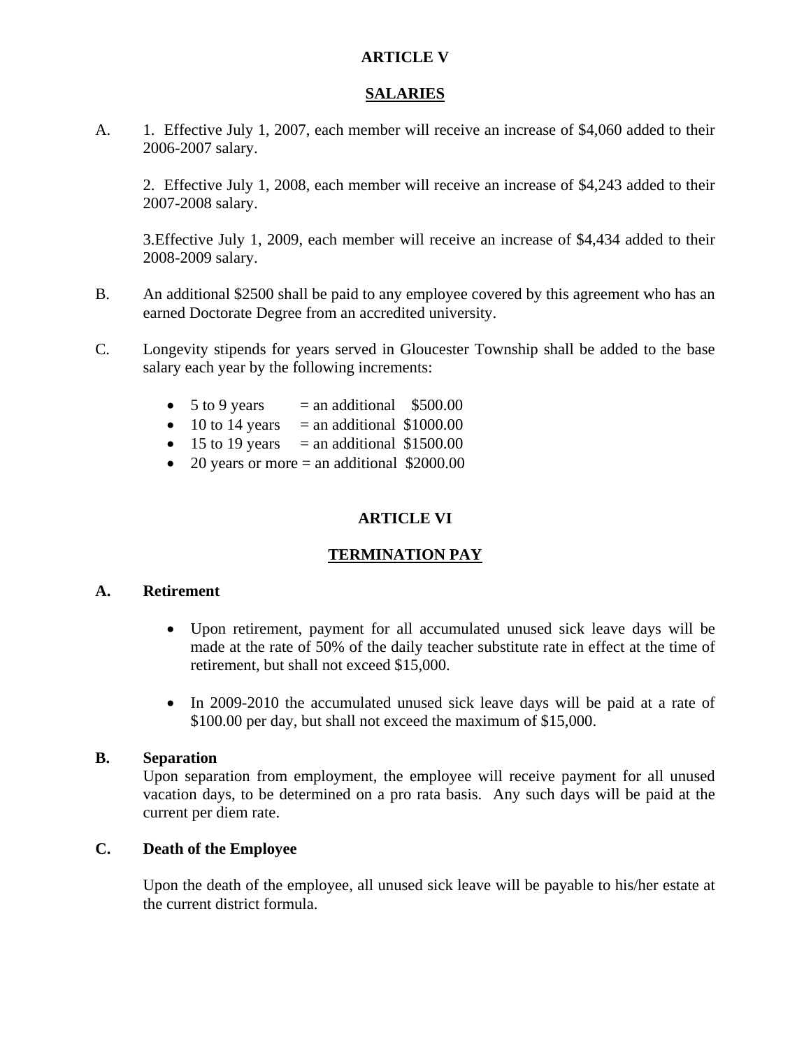# ARTICLE V

## SALARIES

A. 1. Effective July 1, 2007, each member will receive an increase of $4,060 added to their 2006-2007 salary.

2. Effective July 1, 2008, each member will receive an increase of $4,243 added to their 2007-2008 salary.

3.Effective July 1, 2009, each member will receive an increase of $4,434 added to their 2008-2009 salary.

B. An additional $2500 shall be paid to any employee covered by this agreement who has an earned Doctorate Degree from an accredited university.

C. Longevity stipends for years served in Gloucester Township shall be added to the base salary each year by the following increments:

- 5 to 9 years = an additional $500.00
- 10 to 14 years = an additional $1000.00
- 15 to 19 years = an additional $1500.00
- 20 years or more = an additional $2000.00

# ARTICLE VI

## TERMINATION PAY

### A. Retirement

- Upon retirement, payment for all accumulated unused sick leave days will be made at the rate of 50% of the daily teacher substitute rate in effect at the time of retirement, but shall not exceed $15,000.
- In 2009-2010 the accumulated unused sick leave days will be paid at a rate of $100.00 per day, but shall not exceed the maximum of $15,000.

### B. Separation

Upon separation from employment, the employee will receive payment for all unused vacation days, to be determined on a pro rata basis. Any such days will be paid at the current per diem rate.

### C. Death of the Employee

Upon the death of the employee, all unused sick leave will be payable to his/her estate at the current district formula.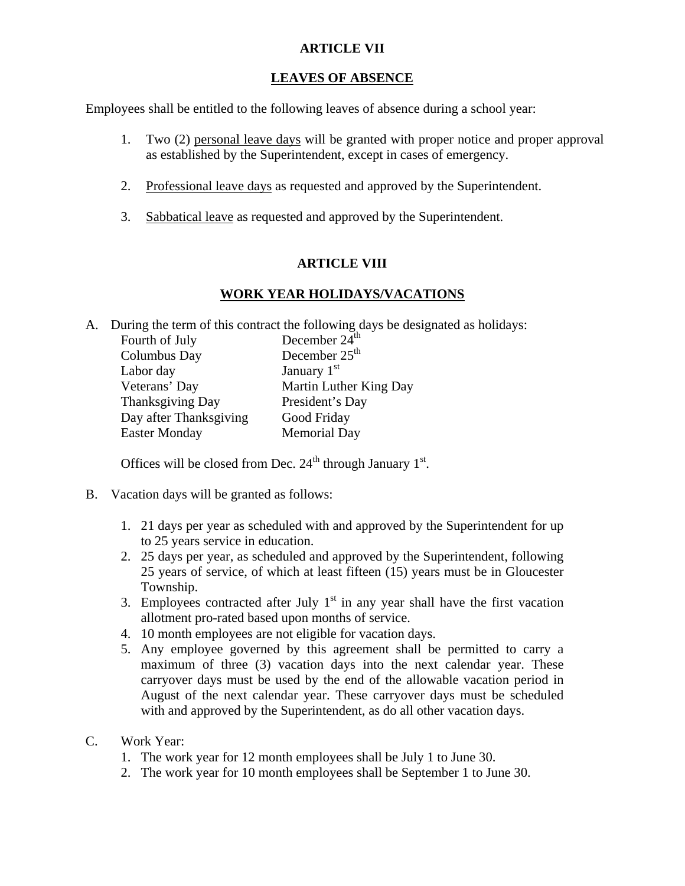## ARTICLE VII

## LEAVES OF ABSENCE

Employees shall be entitled to the following leaves of absence during a school year:

1. Two (2) personal leave days will be granted with proper notice and proper approval as established by the Superintendent, except in cases of emergency.

2. Professional leave days as requested and approved by the Superintendent.

3. Sabbatical leave as requested and approved by the Superintendent.

## ARTICLE VIII

## WORK YEAR HOLIDAYS/VACATIONS

A. During the term of this contract the following days be designated as holidays:

| | |
|---|---|
| Fourth of July | December 24th |
| Columbus Day | December 25th |
| Labor day | January 1st |
| Veterans' Day | Martin Luther King Day |
| Thanksgiving Day | President's Day |
| Day after Thanksgiving | Good Friday |
| Easter Monday | Memorial Day |

Offices will be closed from Dec. 24th through January 1st.

B. Vacation days will be granted as follows:

1. 21 days per year as scheduled with and approved by the Superintendent for up to 25 years service in education.
2. 25 days per year, as scheduled and approved by the Superintendent, following 25 years of service, of which at least fifteen (15) years must be in Gloucester Township.
3. Employees contracted after July 1st in any year shall have the first vacation allotment pro-rated based upon months of service.
4. 10 month employees are not eligible for vacation days.
5. Any employee governed by this agreement shall be permitted to carry a maximum of three (3) vacation days into the next calendar year. These carryover days must be used by the end of the allowable vacation period in August of the next calendar year. These carryover days must be scheduled with and approved by the Superintendent, as do all other vacation days.

C. Work Year:

1. The work year for 12 month employees shall be July 1 to June 30.
2. The work year for 10 month employees shall be September 1 to June 30.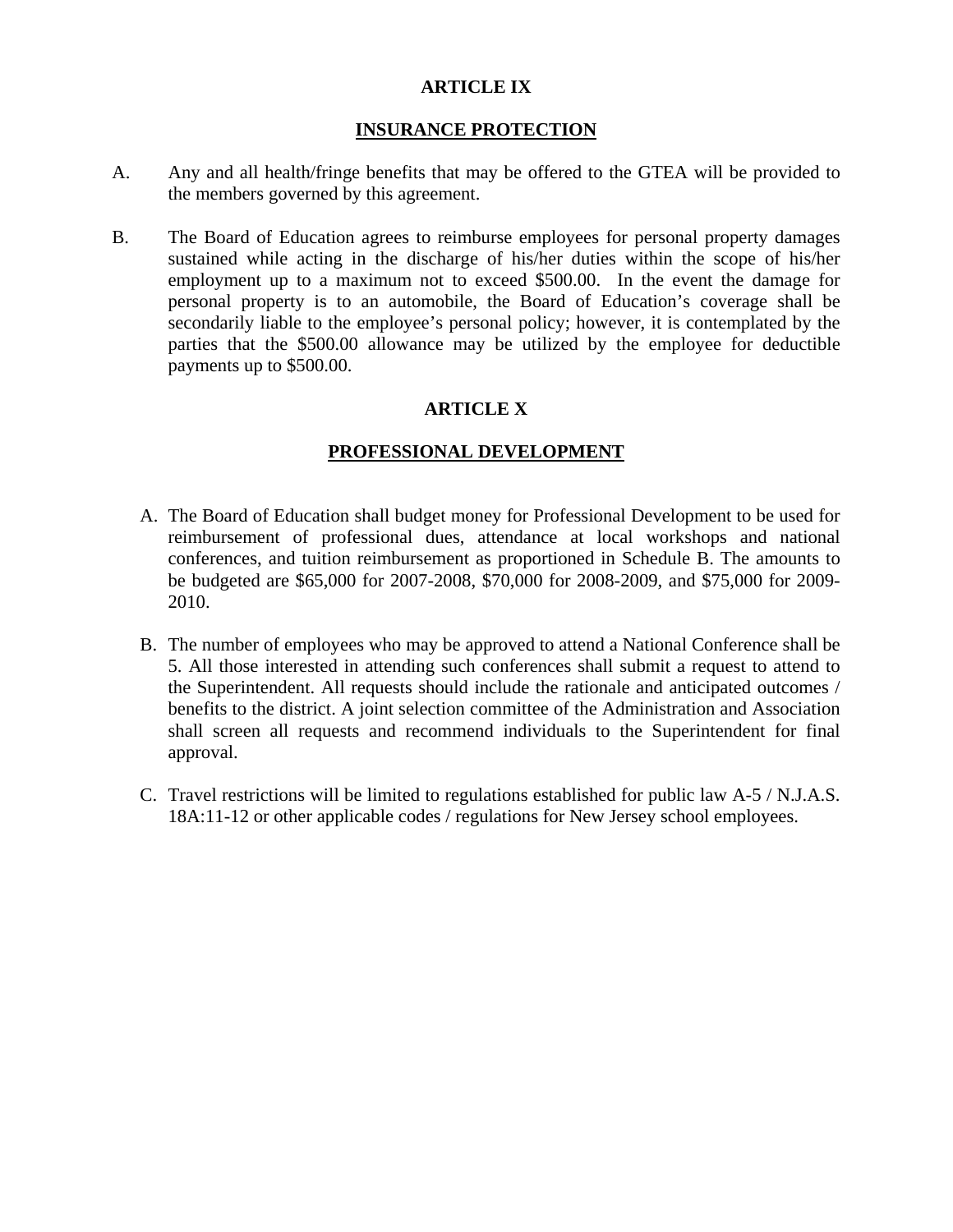## ARTICLE IX

## INSURANCE PROTECTION

A. Any and all health/fringe benefits that may be offered to the GTEA will be provided to the members governed by this agreement.

B. The Board of Education agrees to reimburse employees for personal property damages sustained while acting in the discharge of his/her duties within the scope of his/her employment up to a maximum not to exceed $500.00. In the event the damage for personal property is to an automobile, the Board of Education's coverage shall be secondarily liable to the employee's personal policy; however, it is contemplated by the parties that the $500.00 allowance may be utilized by the employee for deductible payments up to $500.00.

## ARTICLE X

## PROFESSIONAL DEVELOPMENT

A. The Board of Education shall budget money for Professional Development to be used for reimbursement of professional dues, attendance at local workshops and national conferences, and tuition reimbursement as proportioned in Schedule B. The amounts to be budgeted are $65,000 for 2007-2008, $70,000 for 2008-2009, and $75,000 for 2009-2010.

B. The number of employees who may be approved to attend a National Conference shall be 5. All those interested in attending such conferences shall submit a request to attend to the Superintendent. All requests should include the rationale and anticipated outcomes / benefits to the district. A joint selection committee of the Administration and Association shall screen all requests and recommend individuals to the Superintendent for final approval.

C. Travel restrictions will be limited to regulations established for public law A-5 / N.J.A.S. 18A:11-12 or other applicable codes / regulations for New Jersey school employees.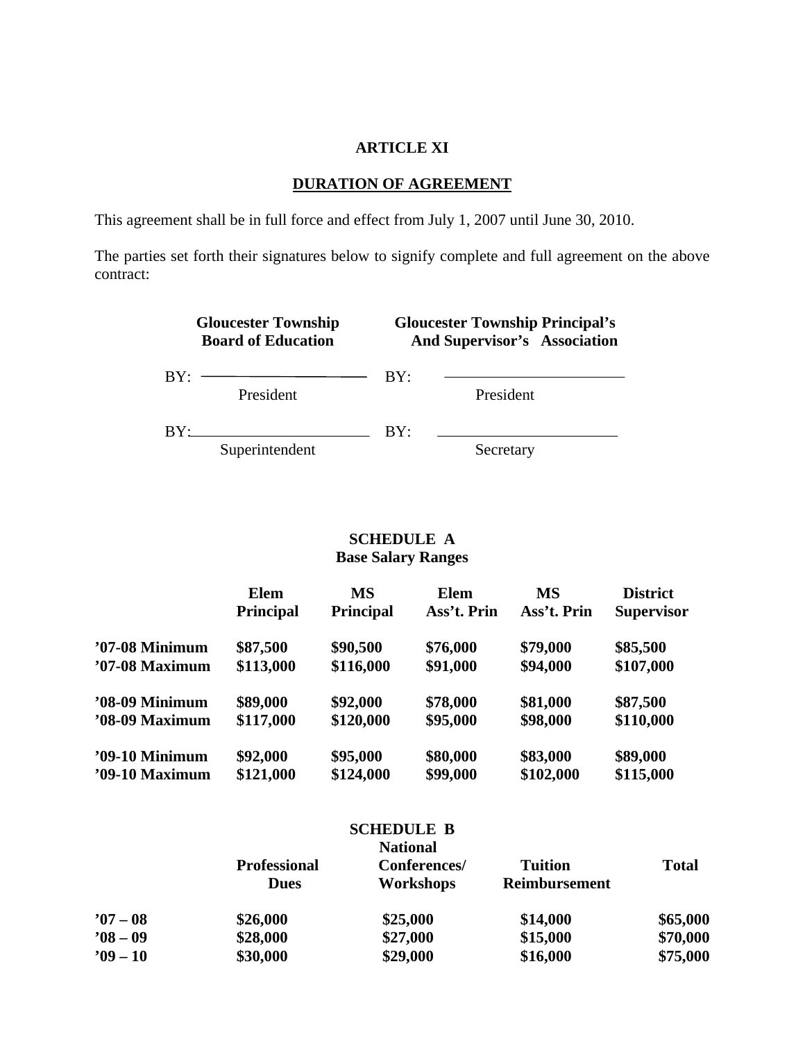## ARTICLE XI

## DURATION OF AGREEMENT

This agreement shall be in full force and effect from July 1, 2007 until June 30, 2010.

The parties set forth their signatures below to signify complete and full agreement on the above contract:

| Gloucester Township Board of Education | Gloucester Township Principal's And Supervisor's Association |
|---|---|
| BY: ______________________ President | BY: ______________________ President |
| BY: ______________________ Superintendent | BY: ______________________ Secretary |

### SCHEDULE A
**Base Salary Ranges**

| | Elem Principal | MS Principal | Elem Ass't. Prin | MS Ass't. Prin | District Supervisor |
|---|---|---|---|---|---|
| **'07-08 Minimum** | **$87,500** | **$90,500** | **$76,000** | **$79,000** | **$85,500** |
| **'07-08 Maximum** | **$113,000** | **$116,000** | **$91,000** | **$94,000** | **$107,000** |
| **'08-09 Minimum** | **$89,000** | **$92,000** | **$78,000** | **$81,000** | **$87,500** |
| **'08-09 Maximum** | **$117,000** | **$120,000** | **$95,000** | **$98,000** | **$110,000** |
| **'09-10 Minimum** | **$92,000** | **$95,000** | **$80,000** | **$83,000** | **$89,000** |
| **'09-10 Maximum** | **$121,000** | **$124,000** | **$99,000** | **$102,000** | **$115,000** |

### SCHEDULE B

| | Professional Dues | National Conferences/ Workshops | Tuition Reimbursement | Total |
|---|---|---|---|---|
| **'07 – 08** | **$26,000** | **$25,000** | **$14,000** | **$65,000** |
| **'08 – 09** | **$28,000** | **$27,000** | **$15,000** | **$70,000** |
| **'09 – 10** | **$30,000** | **$29,000** | **$16,000** | **$75,000** |